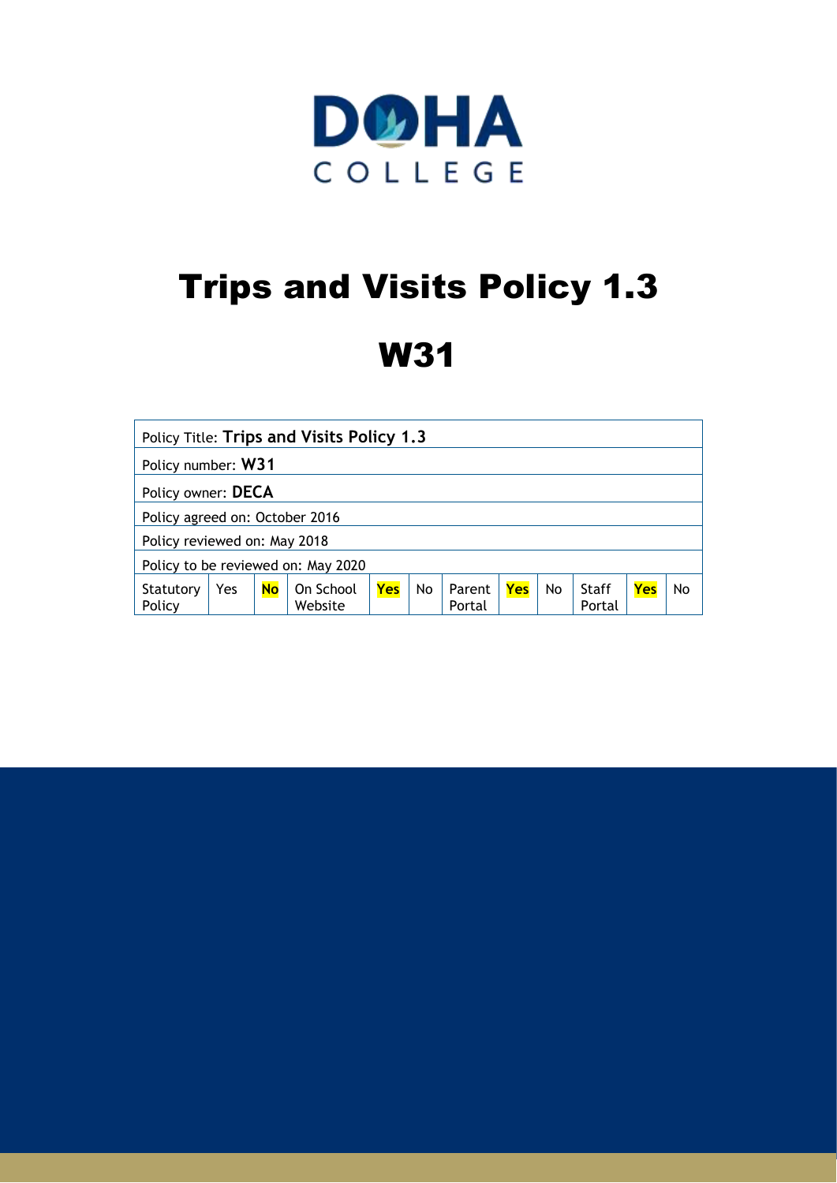DOHA
COLLEGE

# Trips and Visits Policy 1.3

# W31

| Policy Title: **Trips and Visits Policy 1.3** | | | | | | | | | | | | |
|---|---|---|---|---|---|---|---|---|---|---|---|---|
| Policy number: **W31** | | | | | | | | | | | | |
| Policy owner: **DECA** | | | | | | | | | | | | |
| Policy agreed on: October 2016 | | | | | | | | | | | | |
| Policy reviewed on: May 2018 | | | | | | | | | | | | |
| Policy to be reviewed on: May 2020 | | | | | | | | | | | | |
| Statutory Policy | Yes | **No** | On School Website | **Yes** | No | Parent Portal | **Yes** | No | Staff Portal | **Yes** | No | |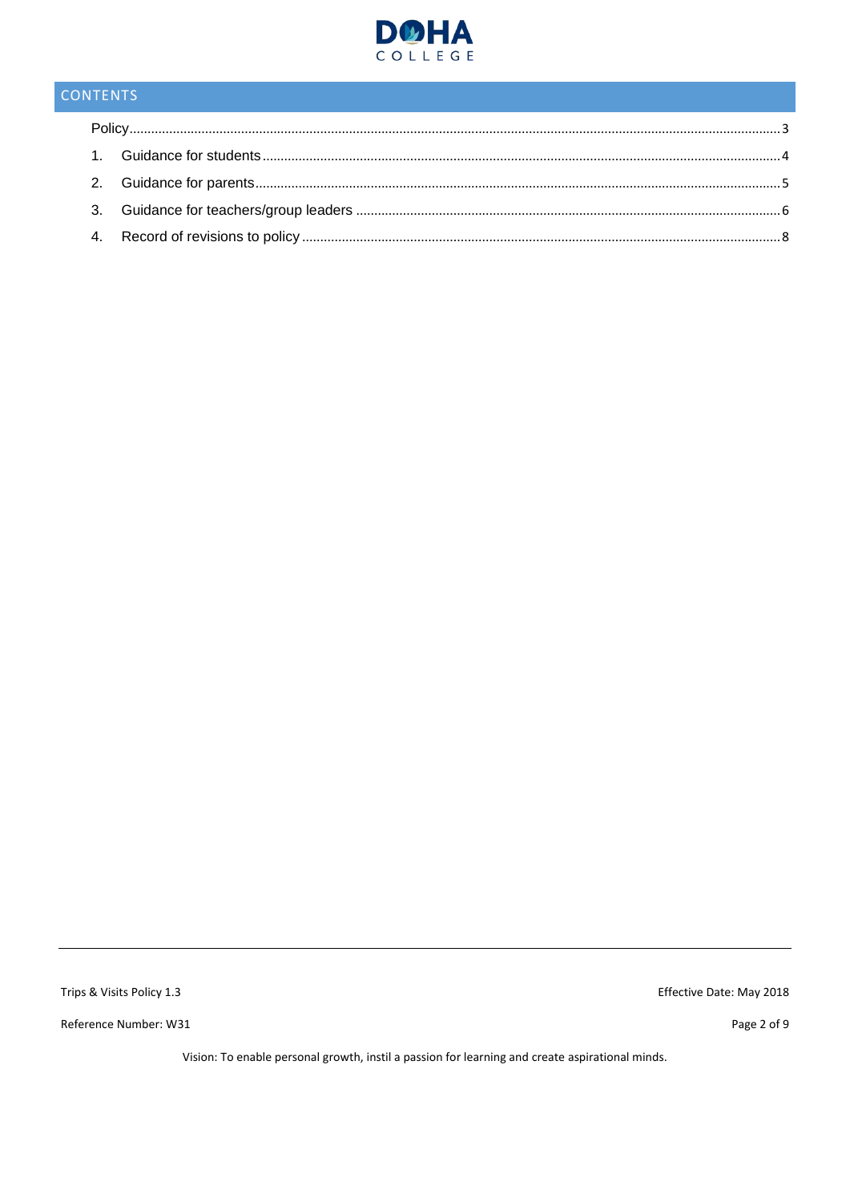## CONTENTS

Policy .......... 3

1. Guidance for students .......... 4
2. Guidance for parents .......... 5
3. Guidance for teachers/group leaders .......... 6
4. Record of revisions to policy .......... 8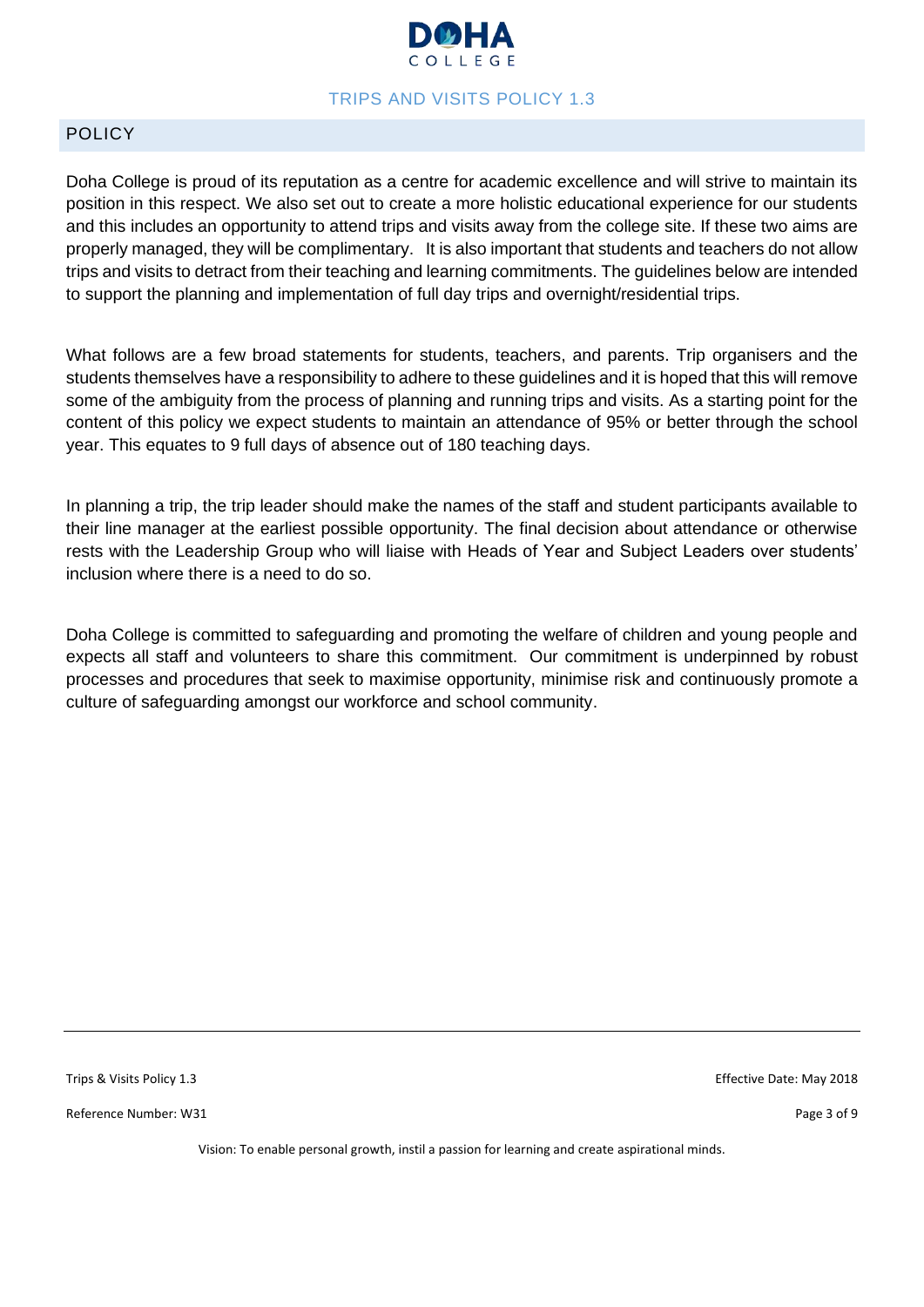## POLICY

Doha College is proud of its reputation as a centre for academic excellence and will strive to maintain its position in this respect. We also set out to create a more holistic educational experience for our students and this includes an opportunity to attend trips and visits away from the college site. If these two aims are properly managed, they will be complimentary. It is also important that students and teachers do not allow trips and visits to detract from their teaching and learning commitments. The guidelines below are intended to support the planning and implementation of full day trips and overnight/residential trips.

What follows are a few broad statements for students, teachers, and parents. Trip organisers and the students themselves have a responsibility to adhere to these guidelines and it is hoped that this will remove some of the ambiguity from the process of planning and running trips and visits. As a starting point for the content of this policy we expect students to maintain an attendance of 95% or better through the school year. This equates to 9 full days of absence out of 180 teaching days.

In planning a trip, the trip leader should make the names of the staff and student participants available to their line manager at the earliest possible opportunity. The final decision about attendance or otherwise rests with the Leadership Group who will liaise with Heads of Year and Subject Leaders over students' inclusion where there is a need to do so.

Doha College is committed to safeguarding and promoting the welfare of children and young people and expects all staff and volunteers to share this commitment. Our commitment is underpinned by robust processes and procedures that seek to maximise opportunity, minimise risk and continuously promote a culture of safeguarding amongst our workforce and school community.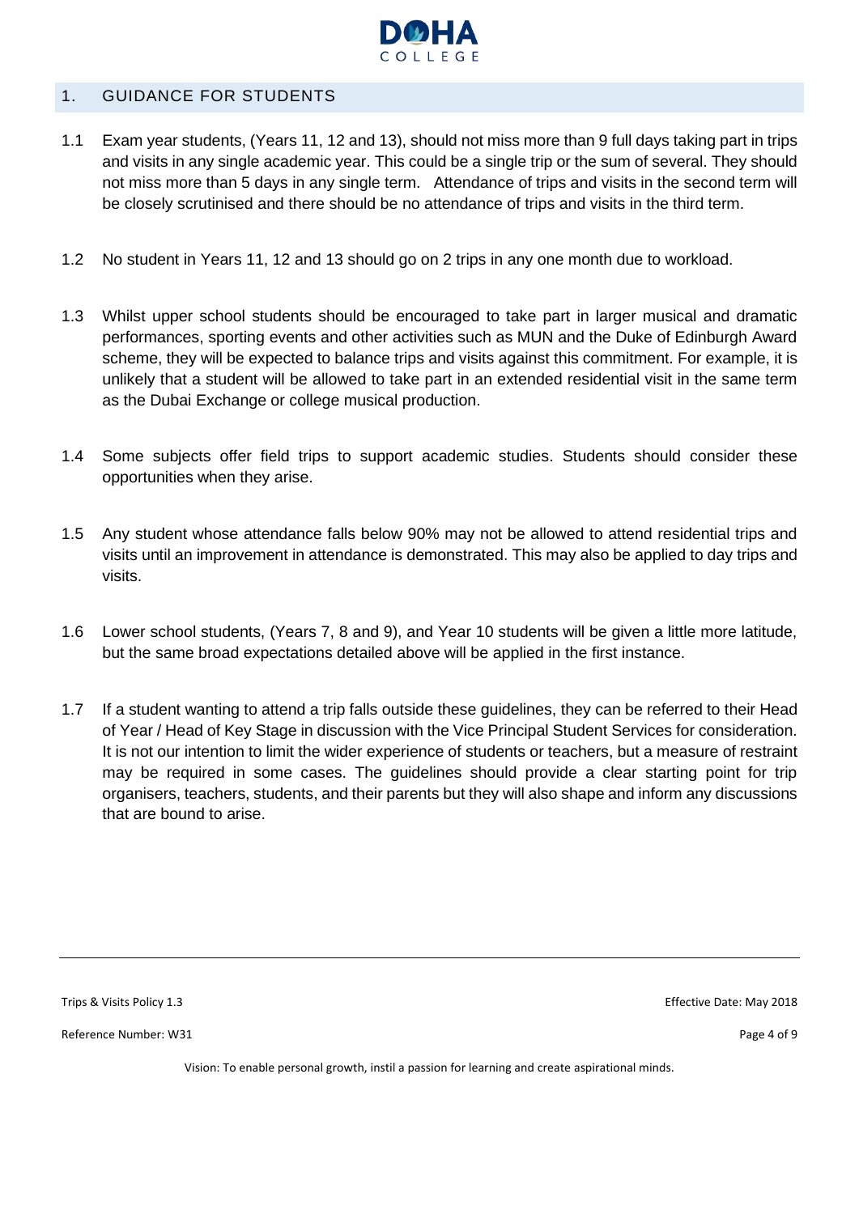## 1. GUIDANCE FOR STUDENTS

1.1 Exam year students, (Years 11, 12 and 13), should not miss more than 9 full days taking part in trips and visits in any single academic year. This could be a single trip or the sum of several. They should not miss more than 5 days in any single term. Attendance of trips and visits in the second term will be closely scrutinised and there should be no attendance of trips and visits in the third term.

1.2 No student in Years 11, 12 and 13 should go on 2 trips in any one month due to workload.

1.3 Whilst upper school students should be encouraged to take part in larger musical and dramatic performances, sporting events and other activities such as MUN and the Duke of Edinburgh Award scheme, they will be expected to balance trips and visits against this commitment. For example, it is unlikely that a student will be allowed to take part in an extended residential visit in the same term as the Dubai Exchange or college musical production.

1.4 Some subjects offer field trips to support academic studies. Students should consider these opportunities when they arise.

1.5 Any student whose attendance falls below 90% may not be allowed to attend residential trips and visits until an improvement in attendance is demonstrated. This may also be applied to day trips and visits.

1.6 Lower school students, (Years 7, 8 and 9), and Year 10 students will be given a little more latitude, but the same broad expectations detailed above will be applied in the first instance.

1.7 If a student wanting to attend a trip falls outside these guidelines, they can be referred to their Head of Year / Head of Key Stage in discussion with the Vice Principal Student Services for consideration. It is not our intention to limit the wider experience of students or teachers, but a measure of restraint may be required in some cases. The guidelines should provide a clear starting point for trip organisers, teachers, students, and their parents but they will also shape and inform any discussions that are bound to arise.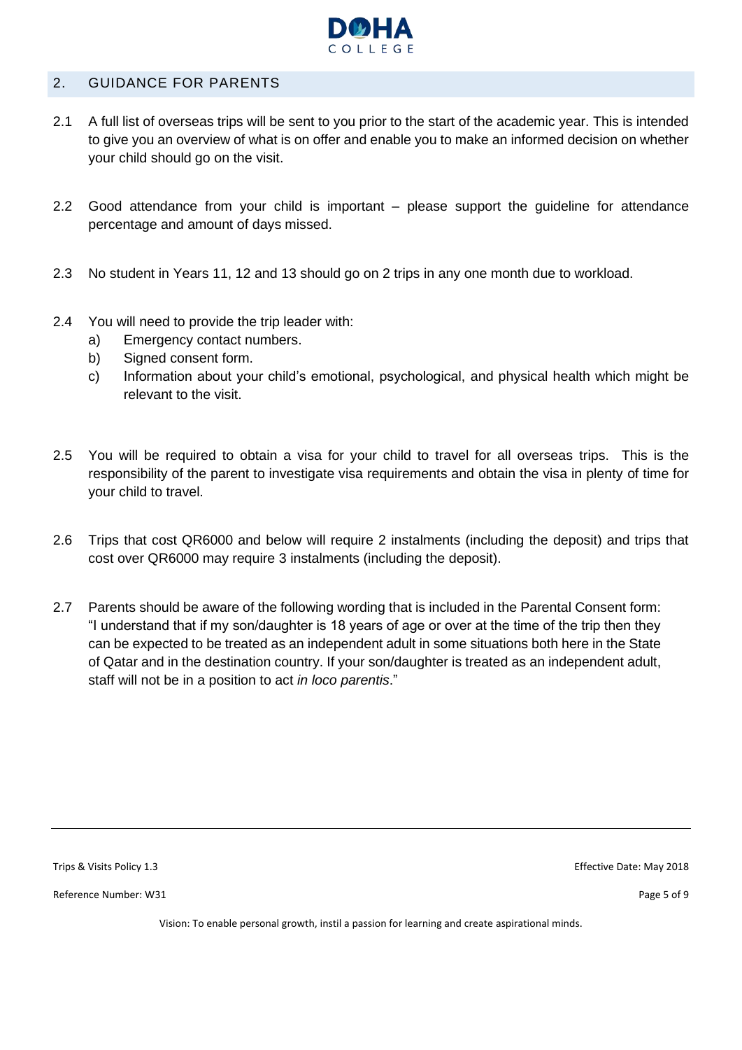## 2. GUIDANCE FOR PARENTS

2.1 A full list of overseas trips will be sent to you prior to the start of the academic year. This is intended to give you an overview of what is on offer and enable you to make an informed decision on whether your child should go on the visit.

2.2 Good attendance from your child is important – please support the guideline for attendance percentage and amount of days missed.

2.3 No student in Years 11, 12 and 13 should go on 2 trips in any one month due to workload.

2.4 You will need to provide the trip leader with:

   a) Emergency contact numbers.
   b) Signed consent form.
   c) Information about your child's emotional, psychological, and physical health which might be relevant to the visit.

2.5 You will be required to obtain a visa for your child to travel for all overseas trips. This is the responsibility of the parent to investigate visa requirements and obtain the visa in plenty of time for your child to travel.

2.6 Trips that cost QR6000 and below will require 2 instalments (including the deposit) and trips that cost over QR6000 may require 3 instalments (including the deposit).

2.7 Parents should be aware of the following wording that is included in the Parental Consent form: "I understand that if my son/daughter is 18 years of age or over at the time of the trip then they can be expected to be treated as an independent adult in some situations both here in the State of Qatar and in the destination country. If your son/daughter is treated as an independent adult, staff will not be in a position to act *in loco parentis*."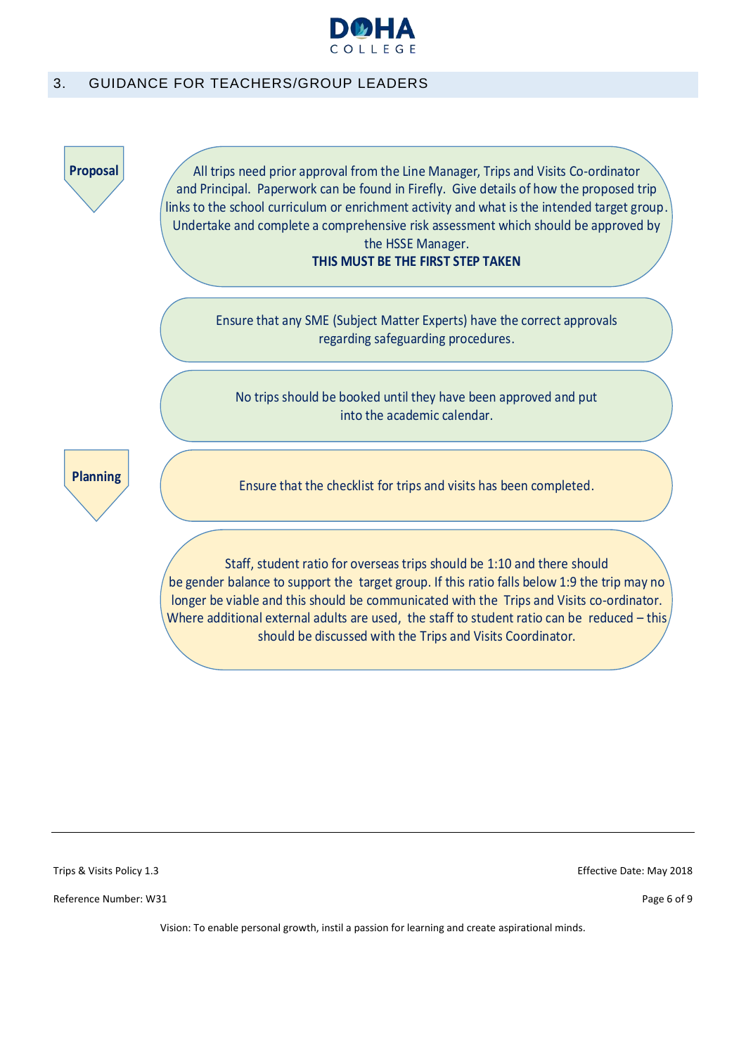## 3. GUIDANCE FOR TEACHERS/GROUP LEADERS

**Proposal**

All trips need prior approval from the Line Manager, Trips and Visits Co-ordinator and Principal. Paperwork can be found in Firefly. Give details of how the proposed trip links to the school curriculum or enrichment activity and what is the intended target group. Undertake and complete a comprehensive risk assessment which should be approved by the HSSE Manager.
**THIS MUST BE THE FIRST STEP TAKEN**

Ensure that any SME (Subject Matter Experts) have the correct approvals regarding safeguarding procedures.

No trips should be booked until they have been approved and put into the academic calendar.

**Planning**

Ensure that the checklist for trips and visits has been completed.

Staff, student ratio for overseas trips should be 1:10 and there should be gender balance to support the target group. If this ratio falls below 1:9 the trip may no longer be viable and this should be communicated with the Trips and Visits co-ordinator. Where additional external adults are used, the staff to student ratio can be reduced – this should be discussed with the Trips and Visits Coordinator.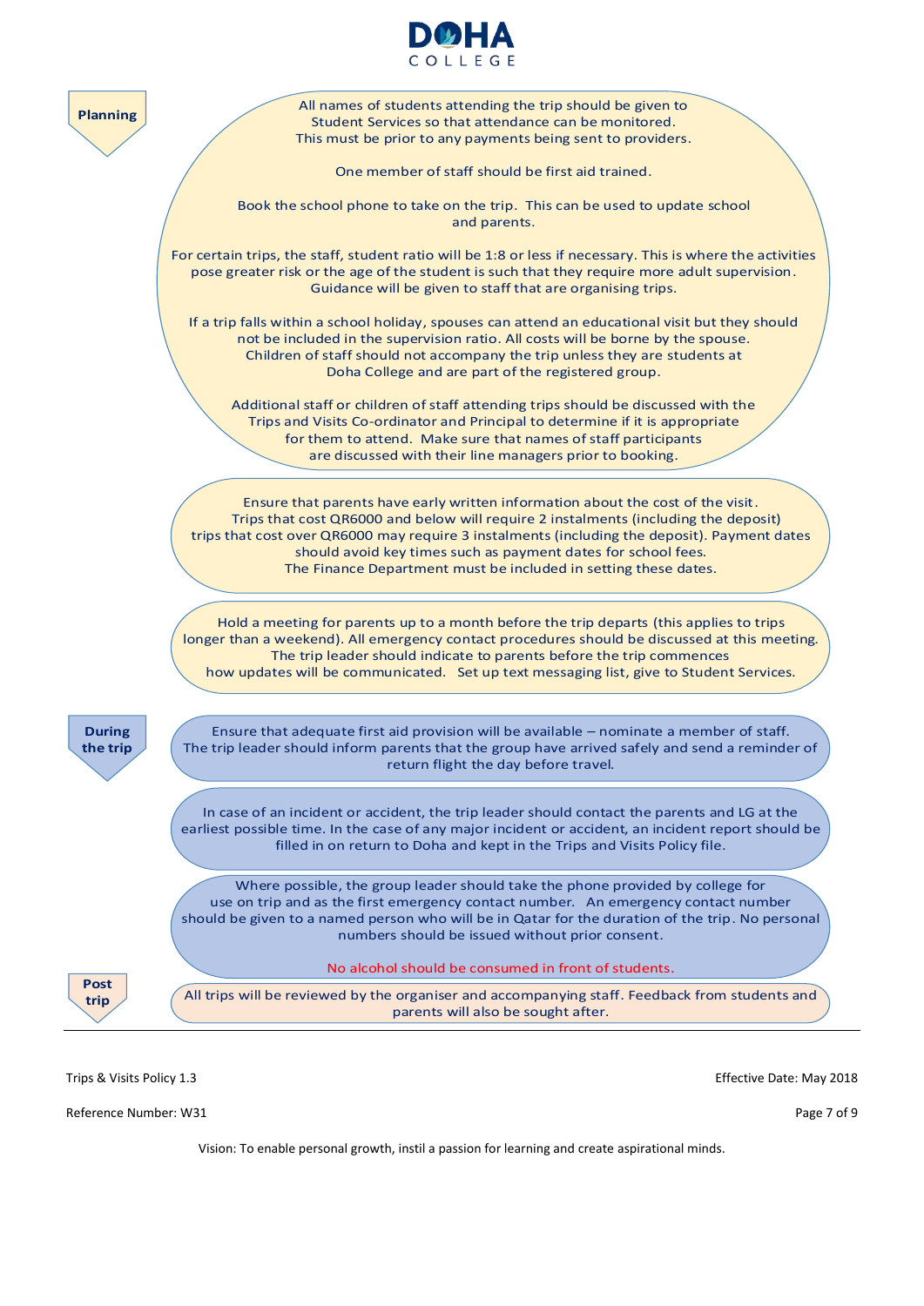## Planning

All names of students attending the trip should be given to Student Services so that attendance can be monitored. This must be prior to any payments being sent to providers.

One member of staff should be first aid trained.

Book the school phone to take on the trip. This can be used to update school and parents.

For certain trips, the staff, student ratio will be 1:8 or less if necessary. This is where the activities pose greater risk or the age of the student is such that they require more adult supervision. Guidance will be given to staff that are organising trips.

If a trip falls within a school holiday, spouses can attend an educational visit but they should not be included in the supervision ratio. All costs will be borne by the spouse. Children of staff should not accompany the trip unless they are students at Doha College and are part of the registered group.

Additional staff or children of staff attending trips should be discussed with the Trips and Visits Co-ordinator and Principal to determine if it is appropriate for them to attend. Make sure that names of staff participants are discussed with their line managers prior to booking.

Ensure that parents have early written information about the cost of the visit. Trips that cost QR6000 and below will require 2 instalments (including the deposit) trips that cost over QR6000 may require 3 instalments (including the deposit). Payment dates should avoid key times such as payment dates for school fees. The Finance Department must be included in setting these dates.

Hold a meeting for parents up to a month before the trip departs (this applies to trips longer than a weekend). All emergency contact procedures should be discussed at this meeting. The trip leader should indicate to parents before the trip commences how updates will be communicated. Set up text messaging list, give to Student Services.

## During the trip

Ensure that adequate first aid provision will be available – nominate a member of staff. The trip leader should inform parents that the group have arrived safely and send a reminder of return flight the day before travel.

In case of an incident or accident, the trip leader should contact the parents and LG at the earliest possible time. In the case of any major incident or accident, an incident report should be filled in on return to Doha and kept in the Trips and Visits Policy file.

Where possible, the group leader should take the phone provided by college for use on trip and as the first emergency contact number. An emergency contact number should be given to a named person who will be in Qatar for the duration of the trip. No personal numbers should be issued without prior consent.

No alcohol should be consumed in front of students.

## Post trip

All trips will be reviewed by the organiser and accompanying staff. Feedback from students and parents will also be sought after.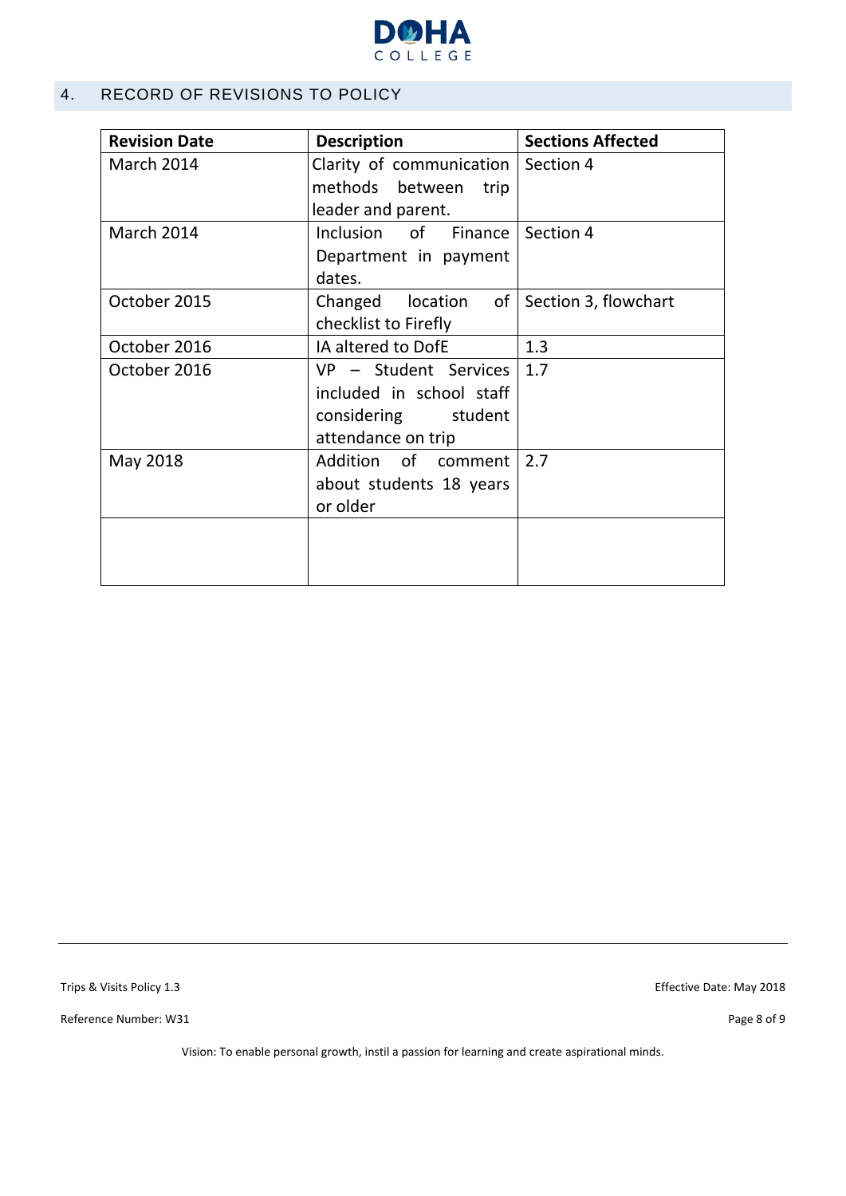## 4. RECORD OF REVISIONS TO POLICY

| Revision Date | Description | Sections Affected |
|---|---|---|
| March 2014 | Clarity of communication methods between trip leader and parent. | Section 4 |
| March 2014 | Inclusion of Finance Department in payment dates. | Section 4 |
| October 2015 | Changed location of checklist to Firefly | Section 3, flowchart |
| October 2016 | IA altered to DofE | 1.3 |
| October 2016 | VP – Student Services included in school staff considering student attendance on trip | 1.7 |
| May 2018 | Addition of comment about students 18 years or older | 2.7 |
| | | |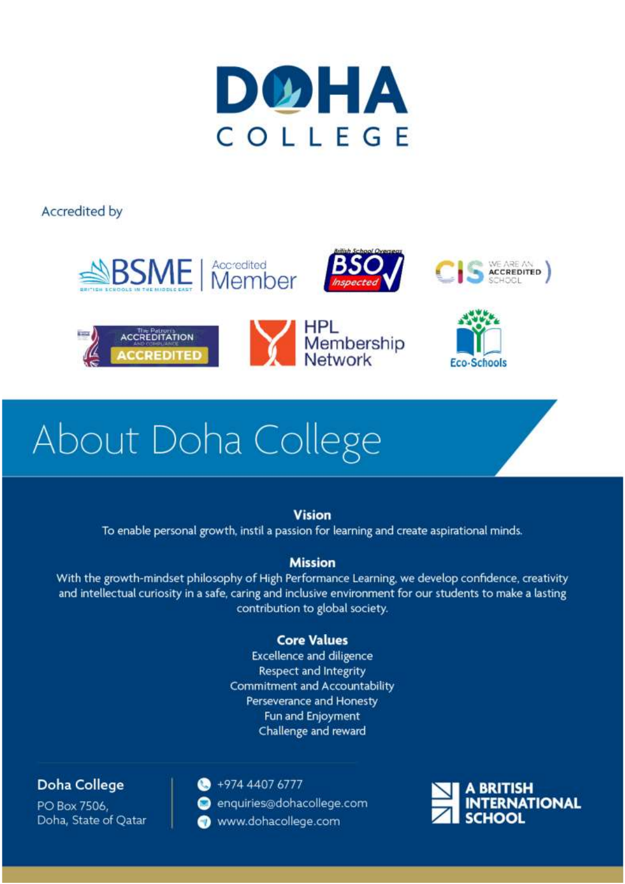# DOHA COLLEGE

Accredited by

BSME | Accredited Member

BSO Inspected

CIS We are an accredited school

The Patron's Accreditation and Compliance ACCREDITED

HPL Membership Network

Eco-Schools

## About Doha College

### Vision

To enable personal growth, instil a passion for learning and create aspirational minds.

### Mission

With the growth-mindset philosophy of High Performance Learning, we develop confidence, creativity and intellectual curiosity in a safe, caring and inclusive environment for our students to make a lasting contribution to global society.

### Core Values

Excellence and diligence
Respect and Integrity
Commitment and Accountability
Perseverance and Honesty
Fun and Enjoyment
Challenge and reward

**Doha College**
PO Box 7506,
Doha, State of Qatar

+974 4407 6777
enquiries@dohacollege.com
www.dohacollege.com

A BRITISH INTERNATIONAL SCHOOL